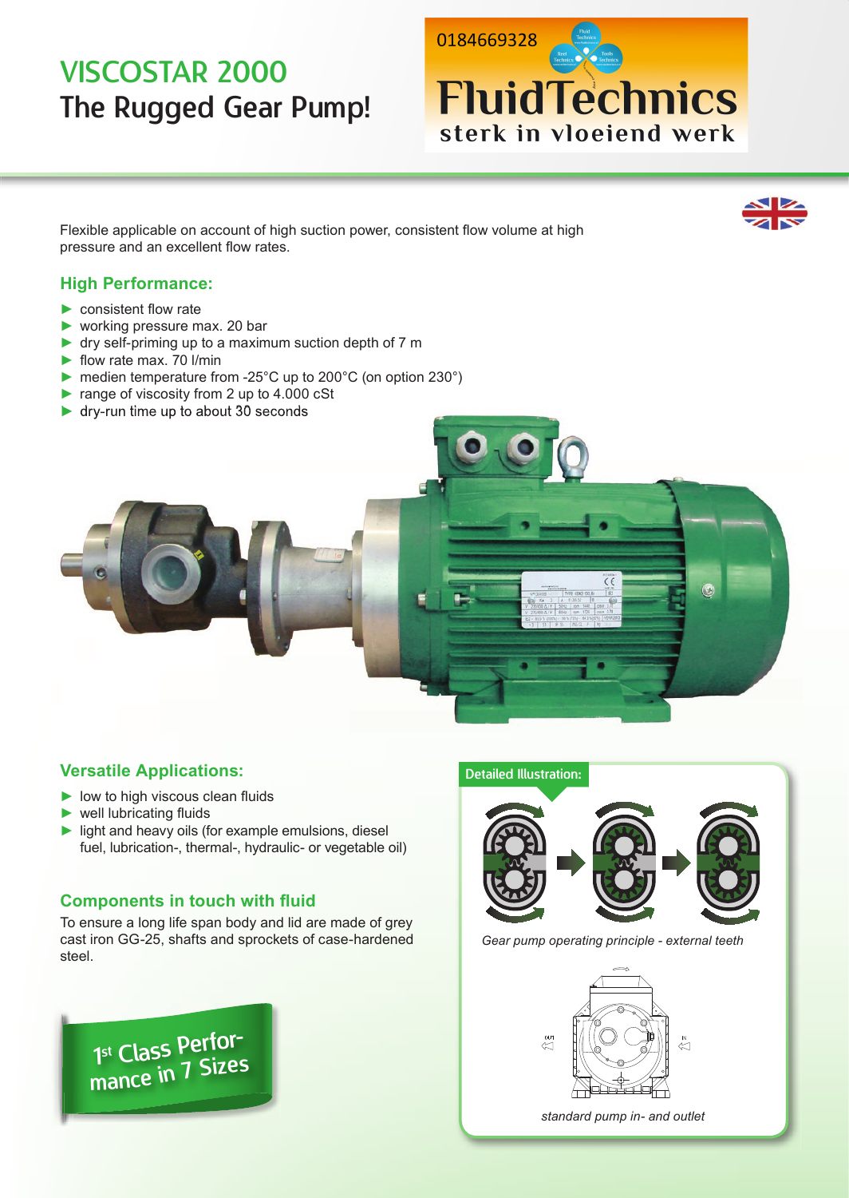# VISCOSTAR 2000

## The Rugged Gear Pump!

0184669328

FluidTechnics

sterk in vloeiend werk

Flexible applicable on account of high suction power, consistent flow volume at high pressure and an excellent flow rates.

### High Performance:

- consistent flow rate
- working pressure max. 20 bar
- dry self-priming up to a maximum suction depth of 7 m
- flow rate max. 70 l/min
- medien temperature from -25°C up to 200°C (on option 230°)
- range of viscosity from 2 up to 4.000 cSt
- dry-run time up to about 30 seconds

### Versatile Applications:

- low to high viscous clean fluids
- well lubricating fluids
- light and heavy oils (for example emulsions, diesel fuel, lubrication-, thermal-, hydraulic- or vegetable oil)

### Components in touch with fluid

To ensure a long life span body and lid are made of grey cast iron GG-25, shafts and sprockets of case-hardened steel.

1st Class Performance in 7 Sizes

**Detailed Illustration:**

*Gear pump operating principle - external teeth*

*standard pump in- and outlet*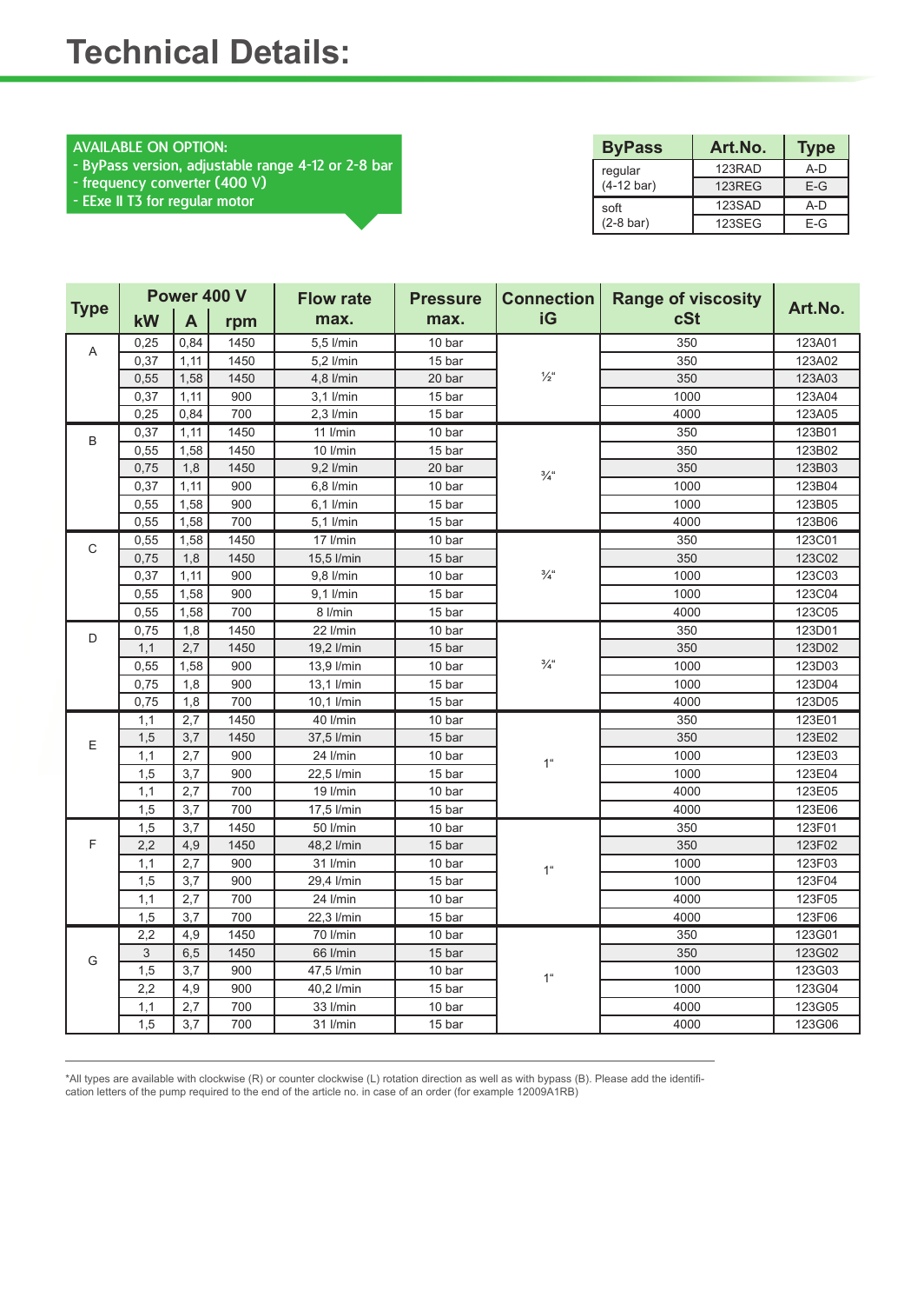# Technical Details:

AVAILABLE ON OPTION:
- ByPass version, adjustable range 4-12 or 2-8 bar
- frequency converter (400 V)
- EExe II T3 for regular motor

| ByPass | Art.No. | Type |
|---|---|---|
| regular (4-12 bar) | 123RAD | A-D |
| | 123REG | E-G |
| soft (2-8 bar) | 123SAD | A-D |
| | 123SEG | E-G |

| Type | Power 400 V | | | Flow rate max. | Pressure max. | Connection iG | Range of viscosity cSt | Art.No. |
|---|---|---|---|---|---|---|---|---|
| | kW | A | rpm | | | | | |
| A | 0,25 | 0,84 | 1450 | 5,5 l/min | 10 bar | ½" | 350 | 123A01 |
| | 0,37 | 1,11 | 1450 | 5,2 l/min | 15 bar | | 350 | 123A02 |
| | 0,55 | 1,58 | 1450 | 4,8 l/min | 20 bar | | 350 | 123A03 |
| | 0,37 | 1,11 | 900 | 3,1 l/min | 15 bar | | 1000 | 123A04 |
| | 0,25 | 0,84 | 700 | 2,3 l/min | 15 bar | | 4000 | 123A05 |
| B | 0,37 | 1,11 | 1450 | 11 l/min | 10 bar | ¾" | 350 | 123B01 |
| | 0,55 | 1,58 | 1450 | 10 l/min | 15 bar | | 350 | 123B02 |
| | 0,75 | 1,8 | 1450 | 9,2 l/min | 20 bar | | 350 | 123B03 |
| | 0,37 | 1,11 | 900 | 6,8 l/min | 10 bar | | 1000 | 123B04 |
| | 0,55 | 1,58 | 900 | 6,1 l/min | 15 bar | | 1000 | 123B05 |
| | 0,55 | 1,58 | 700 | 5,1 l/min | 15 bar | | 4000 | 123B06 |
| C | 0,55 | 1,58 | 1450 | 17 l/min | 10 bar | ¾" | 350 | 123C01 |
| | 0,75 | 1,8 | 1450 | 15,5 l/min | 15 bar | | 350 | 123C02 |
| | 0,37 | 1,11 | 900 | 9,8 l/min | 10 bar | | 1000 | 123C03 |
| | 0,55 | 1,58 | 900 | 9,1 l/min | 15 bar | | 1000 | 123C04 |
| | 0,55 | 1,58 | 700 | 8 l/min | 15 bar | | 4000 | 123C05 |
| D | 0,75 | 1,8 | 1450 | 22 l/min | 10 bar | ¾" | 350 | 123D01 |
| | 1,1 | 2,7 | 1450 | 19,2 l/min | 15 bar | | 350 | 123D02 |
| | 0,55 | 1,58 | 900 | 13,9 l/min | 10 bar | | 1000 | 123D03 |
| | 0,75 | 1,8 | 900 | 13,1 l/min | 15 bar | | 1000 | 123D04 |
| | 0,75 | 1,8 | 700 | 10,1 l/min | 15 bar | | 4000 | 123D05 |
| E | 1,1 | 2,7 | 1450 | 40 l/min | 10 bar | 1" | 350 | 123E01 |
| | 1,5 | 3,7 | 1450 | 37,5 l/min | 15 bar | | 350 | 123E02 |
| | 1,1 | 2,7 | 900 | 24 l/min | 10 bar | | 1000 | 123E03 |
| | 1,5 | 3,7 | 900 | 22,5 l/min | 15 bar | | 1000 | 123E04 |
| | 1,1 | 2,7 | 700 | 19 l/min | 10 bar | | 4000 | 123E05 |
| | 1,5 | 3,7 | 700 | 17,5 l/min | 15 bar | | 4000 | 123E06 |
| F | 1,5 | 3,7 | 1450 | 50 l/min | 10 bar | 1" | 350 | 123F01 |
| | 2,2 | 4,9 | 1450 | 48,2 l/min | 15 bar | | 350 | 123F02 |
| | 1,1 | 2,7 | 900 | 31 l/min | 10 bar | | 1000 | 123F03 |
| | 1,5 | 3,7 | 900 | 29,4 l/min | 15 bar | | 1000 | 123F04 |
| | 1,1 | 2,7 | 700 | 24 l/min | 10 bar | | 4000 | 123F05 |
| | 1,5 | 3,7 | 700 | 22,3 l/min | 15 bar | | 4000 | 123F06 |
| G | 2,2 | 4,9 | 1450 | 70 l/min | 10 bar | 1" | 350 | 123G01 |
| | 3 | 6,5 | 1450 | 66 l/min | 15 bar | | 350 | 123G02 |
| | 1,5 | 3,7 | 900 | 47,5 l/min | 10 bar | | 1000 | 123G03 |
| | 2,2 | 4,9 | 900 | 40,2 l/min | 15 bar | | 1000 | 123G04 |
| | 1,1 | 2,7 | 700 | 33 l/min | 10 bar | | 4000 | 123G05 |
| | 1,5 | 3,7 | 700 | 31 l/min | 15 bar | | 4000 | 123G06 |

*All types are available with clockwise (R) or counter clockwise (L) rotation direction as well as with bypass (B). Please add the identification letters of the pump required to the end of the article no. in case of an order (for example 12009A1RB)